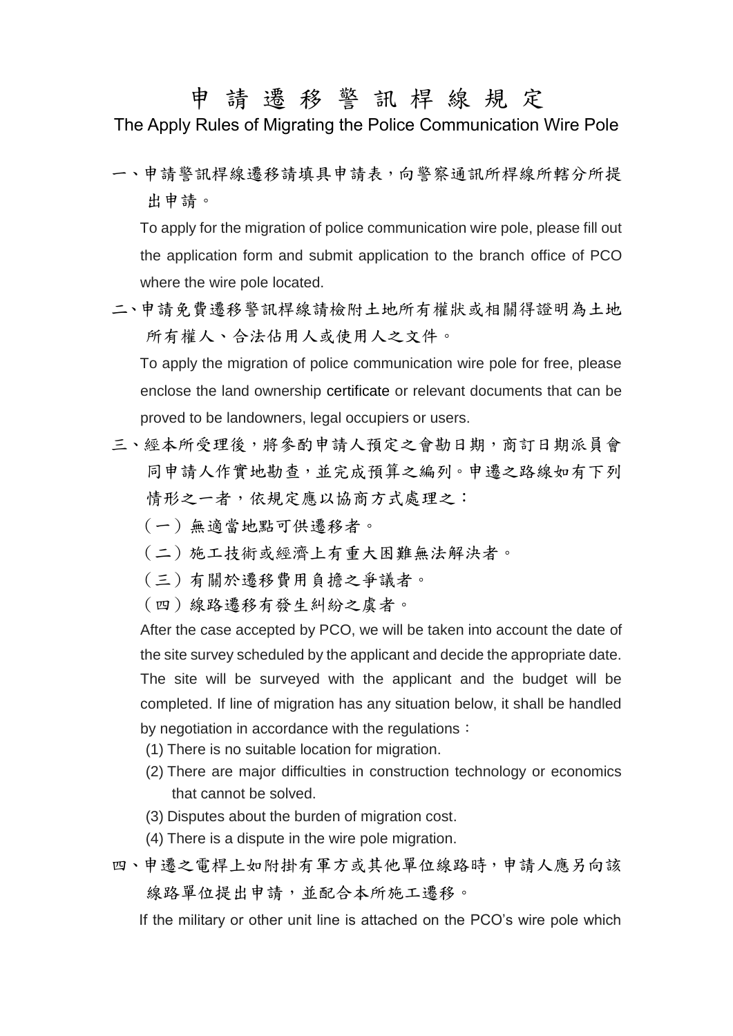# 申請遷移警訊桿線規定

The Apply Rules of Migrating the Police Communication Wire Pole

一、申請警訊桿線遷移請填具申請表，向警察通訊所桿線所轄分所提出申請。

To apply for the migration of police communication wire pole, please fill out the application form and submit application to the branch office of PCO where the wire pole located.

二、申請免費遷移警訊桿線請檢附土地所有權狀或相關得證明為土地所有權人、合法佔用人或使用人之文件。

To apply the migration of police communication wire pole for free, please enclose the land ownership certificate or relevant documents that can be proved to be landowners, legal occupiers or users.

三、經本所受理後，將參酌申請人預定之會勘日期，商訂日期派員會同申請人作實地勘查，並完成預算之編列。申遷之路線如有下列情形之一者，依規定應以協商方式處理之：

（一）無適當地點可供遷移者。

（二）施工技術或經濟上有重大困難無法解決者。

（三）有關於遷移費用負擔之爭議者。

（四）線路遷移有發生糾紛之虞者。

After the case accepted by PCO, we will be taken into account the date of the site survey scheduled by the applicant and decide the appropriate date. The site will be surveyed with the applicant and the budget will be completed. If line of migration has any situation below, it shall be handled by negotiation in accordance with the regulations：

(1) There is no suitable location for migration.

(2) There are major difficulties in construction technology or economics that cannot be solved.

(3) Disputes about the burden of migration cost.

(4) There is a dispute in the wire pole migration.

四、申遷之電桿上如附掛有軍方或其他單位線路時，申請人應另向該線路單位提出申請，並配合本所施工遷移。

If the military or other unit line is attached on the PCO's wire pole which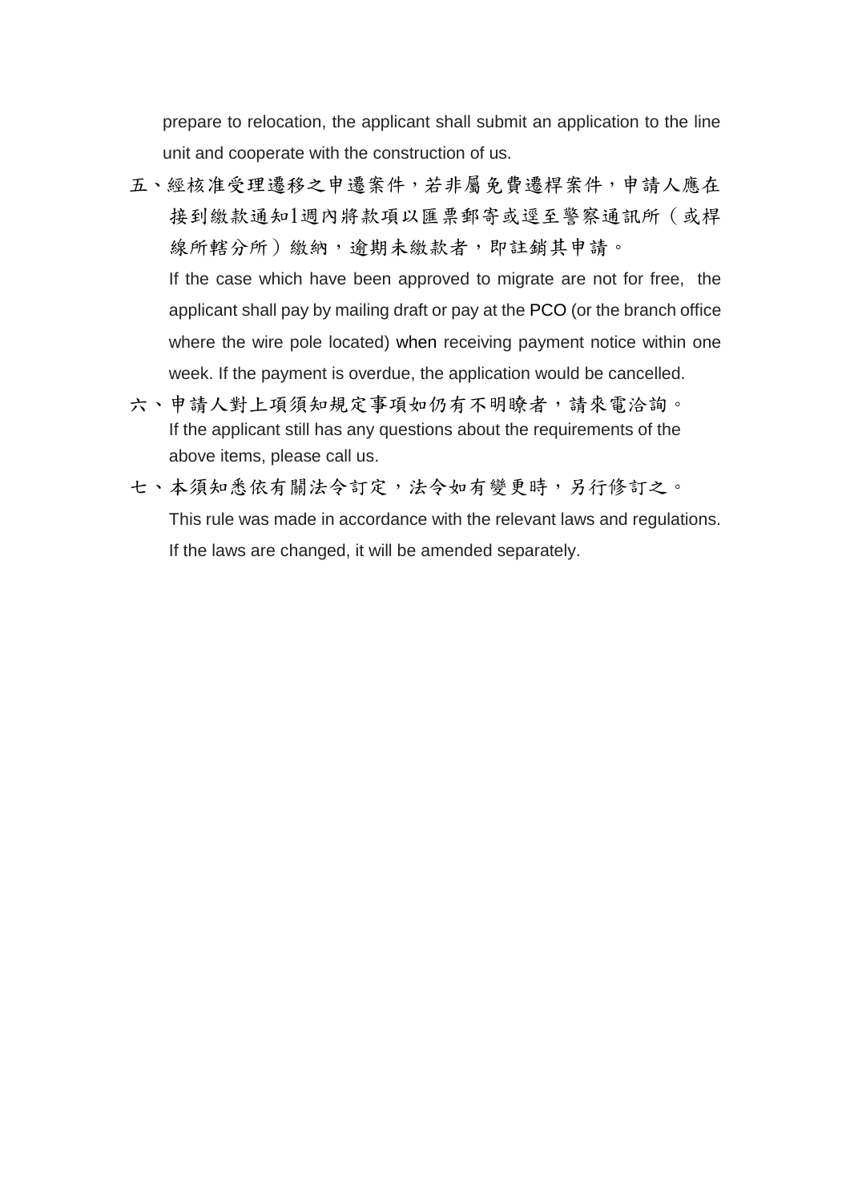prepare to relocation, the applicant shall submit an application to the line unit and cooperate with the construction of us.

五、經核准受理遷移之申遷案件，若非屬免費遷桿案件，申請人應在接到繳款通知1週內將款項以匯票郵寄或逕至警察通訊所（或桿線所轄分所）繳納，逾期未繳款者，即註銷其申請。

If the case which have been approved to migrate are not for free, the applicant shall pay by mailing draft or pay at the PCO (or the branch office where the wire pole located) when receiving payment notice within one week. If the payment is overdue, the application would be cancelled.

六、申請人對上項須知規定事項如仍有不明瞭者，請來電洽詢。

If the applicant still has any questions about the requirements of the above items, please call us.

七、本須知悉依有關法令訂定，法令如有變更時，另行修訂之。

This rule was made in accordance with the relevant laws and regulations. If the laws are changed, it will be amended separately.